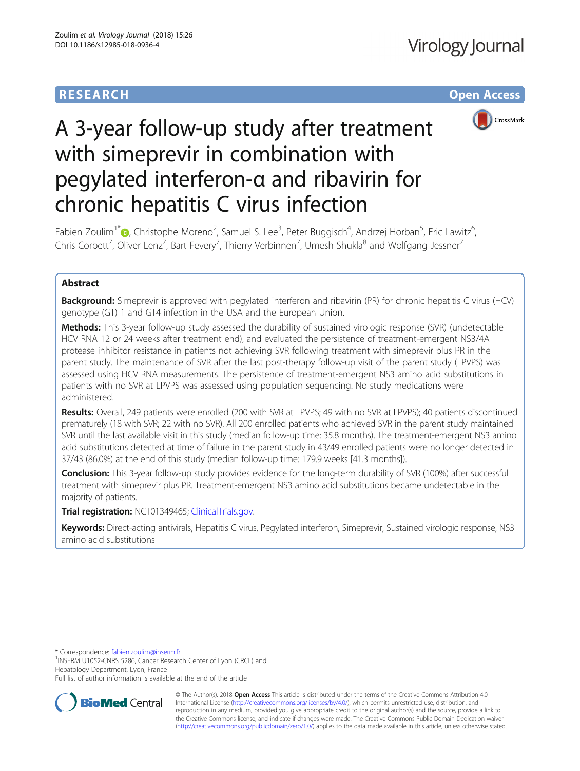RESEARCH

Open Access

# A 3-year follow-up study after treatment with simeprevir in combination with pegylated interferon-α and ribavirin for chronic hepatitis C virus infection

Fabien Zoulim[1*], Christophe Moreno[2], Samuel S. Lee[3], Peter Buggisch[4], Andrzej Horban[5], Eric Lawitz[6], Chris Corbett[7], Oliver Lenz[7], Bart Fevery[7], Thierry Verbinnen[7], Umesh Shukla[8] and Wolfgang Jessner[7]

## Abstract

**Background:** Simeprevir is approved with pegylated interferon and ribavirin (PR) for chronic hepatitis C virus (HCV) genotype (GT) 1 and GT4 infection in the USA and the European Union.

**Methods:** This 3-year follow-up study assessed the durability of sustained virologic response (SVR) (undetectable HCV RNA 12 or 24 weeks after treatment end), and evaluated the persistence of treatment-emergent NS3/4A protease inhibitor resistance in patients not achieving SVR following treatment with simeprevir plus PR in the parent study. The maintenance of SVR after the last post-therapy follow-up visit of the parent study (LPVPS) was assessed using HCV RNA measurements. The persistence of treatment-emergent NS3 amino acid substitutions in patients with no SVR at LPVPS was assessed using population sequencing. No study medications were administered.

**Results:** Overall, 249 patients were enrolled (200 with SVR at LPVPS; 49 with no SVR at LPVPS); 40 patients discontinued prematurely (18 with SVR; 22 with no SVR). All 200 enrolled patients who achieved SVR in the parent study maintained SVR until the last available visit in this study (median follow-up time: 35.8 months). The treatment-emergent NS3 amino acid substitutions detected at time of failure in the parent study in 43/49 enrolled patients were no longer detected in 37/43 (86.0%) at the end of this study (median follow-up time: 179.9 weeks [41.3 months]).

**Conclusion:** This 3-year follow-up study provides evidence for the long-term durability of SVR (100%) after successful treatment with simeprevir plus PR. Treatment-emergent NS3 amino acid substitutions became undetectable in the majority of patients.

**Trial registration:** NCT01349465; ClinicalTrials.gov.

**Keywords:** Direct-acting antivirals, Hepatitis C virus, Pegylated interferon, Simeprevir, Sustained virologic response, NS3 amino acid substitutions

---

* Correspondence: fabien.zoulim@inserm.fr

[1]INSERM U1052-CNRS 5286, Cancer Research Center of Lyon (CRCL) and Hepatology Department, Lyon, France

Full list of author information is available at the end of the article

© The Author(s). 2018 **Open Access** This article is distributed under the terms of the Creative Commons Attribution 4.0 International License (http://creativecommons.org/licenses/by/4.0/), which permits unrestricted use, distribution, and reproduction in any medium, provided you give appropriate credit to the original author(s) and the source, provide a link to the Creative Commons license, and indicate if changes were made. The Creative Commons Public Domain Dedication waiver (http://creativecommons.org/publicdomain/zero/1.0/) applies to the data made available in this article, unless otherwise stated.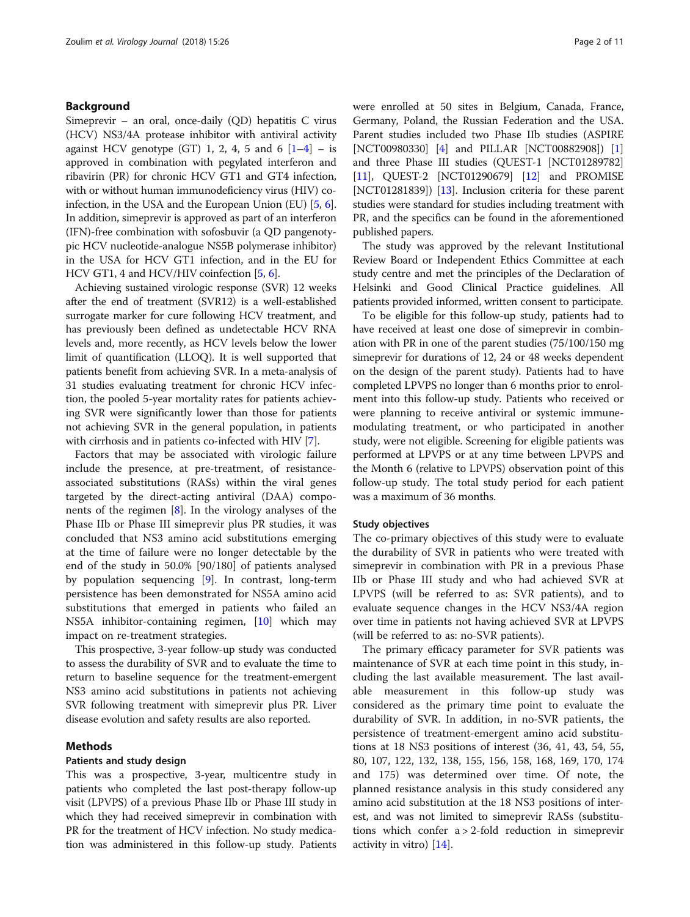## Background

Simeprevir – an oral, once-daily (QD) hepatitis C virus (HCV) NS3/4A protease inhibitor with antiviral activity against HCV genotype (GT) 1, 2, 4, 5 and 6 [1–4] – is approved in combination with pegylated interferon and ribavirin (PR) for chronic HCV GT1 and GT4 infection, with or without human immunodeficiency virus (HIV) co-infection, in the USA and the European Union (EU) [5, 6]. In addition, simeprevir is approved as part of an interferon (IFN)-free combination with sofosbuvir (a QD pangenotypic HCV nucleotide-analogue NS5B polymerase inhibitor) in the USA for HCV GT1 infection, and in the EU for HCV GT1, 4 and HCV/HIV coinfection [5, 6].

Achieving sustained virologic response (SVR) 12 weeks after the end of treatment (SVR12) is a well-established surrogate marker for cure following HCV treatment, and has previously been defined as undetectable HCV RNA levels and, more recently, as HCV levels below the lower limit of quantification (LLOQ). It is well supported that patients benefit from achieving SVR. In a meta-analysis of 31 studies evaluating treatment for chronic HCV infection, the pooled 5-year mortality rates for patients achieving SVR were significantly lower than those for patients not achieving SVR in the general population, in patients with cirrhosis and in patients co-infected with HIV [7].

Factors that may be associated with virologic failure include the presence, at pre-treatment, of resistance-associated substitutions (RASs) within the viral genes targeted by the direct-acting antiviral (DAA) components of the regimen [8]. In the virology analyses of the Phase IIb or Phase III simeprevir plus PR studies, it was concluded that NS3 amino acid substitutions emerging at the time of failure were no longer detectable by the end of the study in 50.0% [90/180] of patients analysed by population sequencing [9]. In contrast, long-term persistence has been demonstrated for NS5A amino acid substitutions that emerged in patients who failed an NS5A inhibitor-containing regimen, [10] which may impact on re-treatment strategies.

This prospective, 3-year follow-up study was conducted to assess the durability of SVR and to evaluate the time to return to baseline sequence for the treatment-emergent NS3 amino acid substitutions in patients not achieving SVR following treatment with simeprevir plus PR. Liver disease evolution and safety results are also reported.

## Methods

### Patients and study design

This was a prospective, 3-year, multicentre study in patients who completed the last post-therapy follow-up visit (LPVPS) of a previous Phase IIb or Phase III study in which they had received simeprevir in combination with PR for the treatment of HCV infection. No study medication was administered in this follow-up study. Patients were enrolled at 50 sites in Belgium, Canada, France, Germany, Poland, the Russian Federation and the USA. Parent studies included two Phase IIb studies (ASPIRE [NCT00980330] [4] and PILLAR [NCT00882908]) [1] and three Phase III studies (QUEST-1 [NCT01289782] [11], QUEST-2 [NCT01290679] [12] and PROMISE [NCT01281839]) [13]. Inclusion criteria for these parent studies were standard for studies including treatment with PR, and the specifics can be found in the aforementioned published papers.

The study was approved by the relevant Institutional Review Board or Independent Ethics Committee at each study centre and met the principles of the Declaration of Helsinki and Good Clinical Practice guidelines. All patients provided informed, written consent to participate.

To be eligible for this follow-up study, patients had to have received at least one dose of simeprevir in combination with PR in one of the parent studies (75/100/150 mg simeprevir for durations of 12, 24 or 48 weeks dependent on the design of the parent study). Patients had to have completed LPVPS no longer than 6 months prior to enrolment into this follow-up study. Patients who received or were planning to receive antiviral or systemic immune-modulating treatment, or who participated in another study, were not eligible. Screening for eligible patients was performed at LPVPS or at any time between LPVPS and the Month 6 (relative to LPVPS) observation point of this follow-up study. The total study period for each patient was a maximum of 36 months.

### Study objectives

The co-primary objectives of this study were to evaluate the durability of SVR in patients who were treated with simeprevir in combination with PR in a previous Phase IIb or Phase III study and who had achieved SVR at LPVPS (will be referred to as: SVR patients), and to evaluate sequence changes in the HCV NS3/4A region over time in patients not having achieved SVR at LPVPS (will be referred to as: no-SVR patients).

The primary efficacy parameter for SVR patients was maintenance of SVR at each time point in this study, including the last available measurement. The last available measurement in this follow-up study was considered as the primary time point to evaluate the durability of SVR. In addition, in no-SVR patients, the persistence of treatment-emergent amino acid substitutions at 18 NS3 positions of interest (36, 41, 43, 54, 55, 80, 107, 122, 132, 138, 155, 156, 158, 168, 169, 170, 174 and 175) was determined over time. Of note, the planned resistance analysis in this study considered any amino acid substitution at the 18 NS3 positions of interest, and was not limited to simeprevir RASs (substitutions which confer a > 2-fold reduction in simeprevir activity in vitro) [14].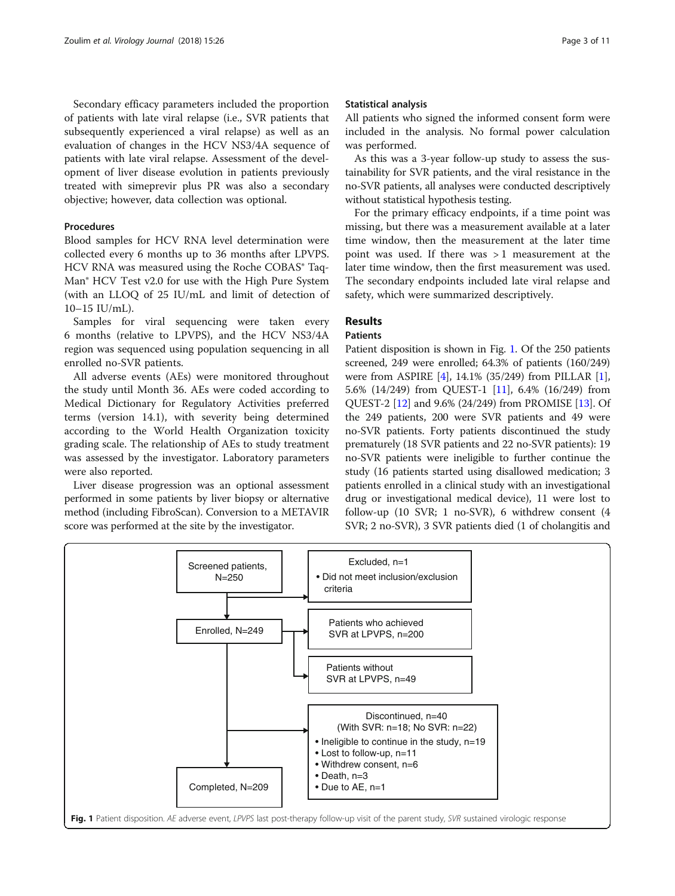Secondary efficacy parameters included the proportion of patients with late viral relapse (i.e., SVR patients that subsequently experienced a viral relapse) as well as an evaluation of changes in the HCV NS3/4A sequence of patients with late viral relapse. Assessment of the development of liver disease evolution in patients previously treated with simeprevir plus PR was also a secondary objective; however, data collection was optional.

### Procedures

Blood samples for HCV RNA level determination were collected every 6 months up to 36 months after LPVPS. HCV RNA was measured using the Roche COBAS® TaqMan® HCV Test v2.0 for use with the High Pure System (with an LLOQ of 25 IU/mL and limit of detection of 10–15 IU/mL).

Samples for viral sequencing were taken every 6 months (relative to LPVPS), and the HCV NS3/4A region was sequenced using population sequencing in all enrolled no-SVR patients.

All adverse events (AEs) were monitored throughout the study until Month 36. AEs were coded according to Medical Dictionary for Regulatory Activities preferred terms (version 14.1), with severity being determined according to the World Health Organization toxicity grading scale. The relationship of AEs to study treatment was assessed by the investigator. Laboratory parameters were also reported.

Liver disease progression was an optional assessment performed in some patients by liver biopsy or alternative method (including FibroScan). Conversion to a METAVIR score was performed at the site by the investigator.

### Statistical analysis

All patients who signed the informed consent form were included in the analysis. No formal power calculation was performed.

As this was a 3-year follow-up study to assess the sustainability for SVR patients, and the viral resistance in the no-SVR patients, all analyses were conducted descriptively without statistical hypothesis testing.

For the primary efficacy endpoints, if a time point was missing, but there was a measurement available at a later time window, then the measurement at the later time point was used. If there was > 1 measurement at the later time window, then the first measurement was used. The secondary endpoints included late viral relapse and safety, which were summarized descriptively.

## Results

### Patients

Patient disposition is shown in Fig. 1. Of the 250 patients screened, 249 were enrolled; 64.3% of patients (160/249) were from ASPIRE [4], 14.1% (35/249) from PILLAR [1], 5.6% (14/249) from QUEST-1 [11], 6.4% (16/249) from QUEST-2 [12] and 9.6% (24/249) from PROMISE [13]. Of the 249 patients, 200 were SVR patients and 49 were no-SVR patients. Forty patients discontinued the study prematurely (18 SVR patients and 22 no-SVR patients): 19 no-SVR patients were ineligible to further continue the study (16 patients started using disallowed medication; 3 patients enrolled in a clinical study with an investigational drug or investigational medical device), 11 were lost to follow-up (10 SVR; 1 no-SVR), 6 withdrew consent (4 SVR; 2 no-SVR), 3 SVR patients died (1 of cholangitis and

Screened patients, N=250
- Excluded, n=1
  - Did not meet inclusion/exclusion criteria

Enrolled, N=249
- Patients who achieved SVR at LPVPS, n=200
- Patients without SVR at LPVPS, n=49
- Discontinued, n=40 (With SVR: n=18; No SVR: n=22)
  - Ineligible to continue in the study, n=19
  - Lost to follow-up, n=11
  - Withdrew consent, n=6
  - Death, n=3
  - Due to AE, n=1

Completed, N=209

**Fig. 1** Patient disposition. *AE* adverse event, *LPVPS* last post-therapy follow-up visit of the parent study, *SVR* sustained virologic response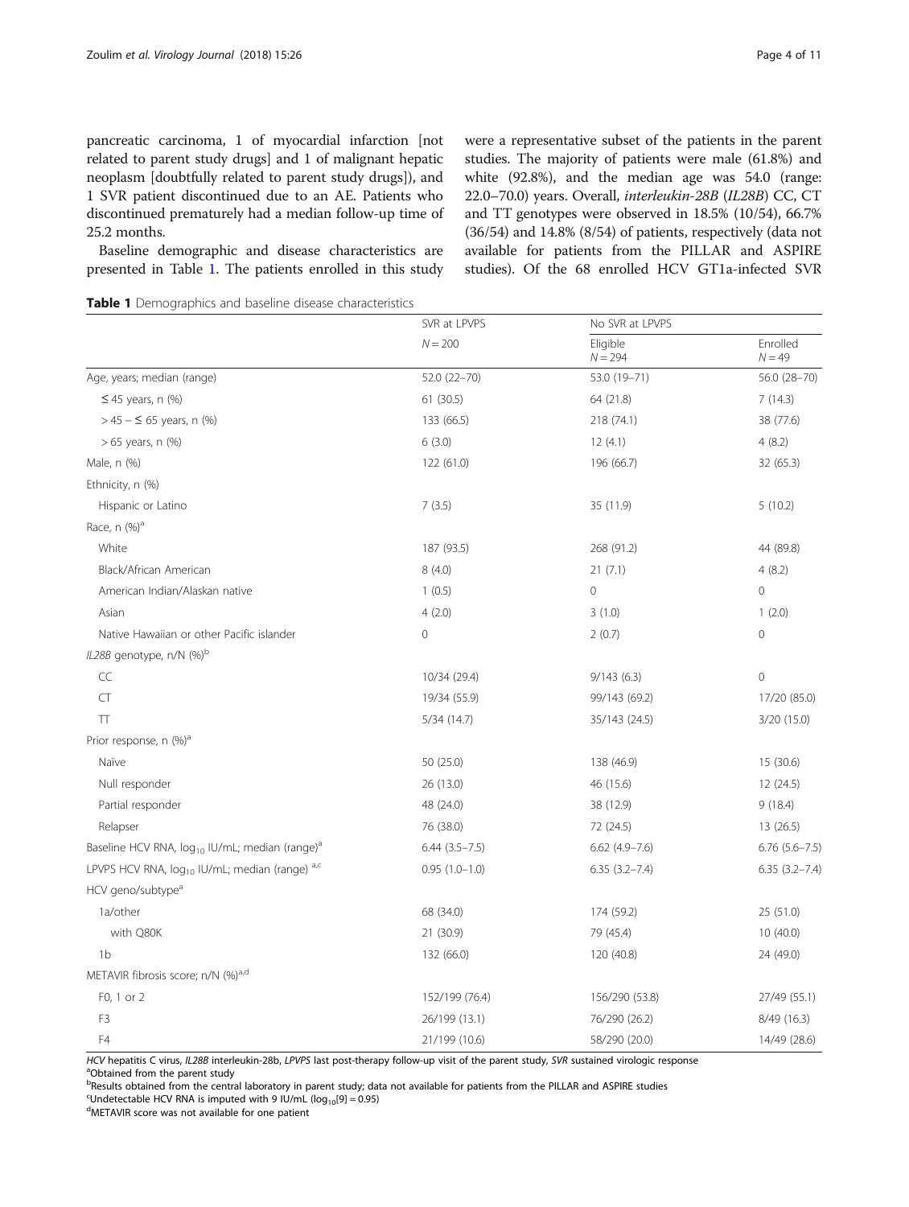pancreatic carcinoma, 1 of myocardial infarction [not related to parent study drugs] and 1 of malignant hepatic neoplasm [doubtfully related to parent study drugs]), and 1 SVR patient discontinued due to an AE. Patients who discontinued prematurely had a median follow-up time of 25.2 months.

Baseline demographic and disease characteristics are presented in Table 1. The patients enrolled in this study were a representative subset of the patients in the parent studies. The majority of patients were male (61.8%) and white (92.8%), and the median age was 54.0 (range: 22.0–70.0) years. Overall, *interleukin-28B* (*IL28B*) CC, CT and TT genotypes were observed in 18.5% (10/54), 66.7% (36/54) and 14.8% (8/54) of patients, respectively (data not available for patients from the PILLAR and ASPIRE studies). Of the 68 enrolled HCV GT1a-infected SVR

**Table 1** Demographics and baseline disease characteristics

| | SVR at LPVPS | No SVR at LPVPS | |
|---|---|---|---|
| | $N = 200$ | Eligible $N = 294$ | Enrolled $N = 49$ |
| Age, years; median (range) | 52.0 (22–70) | 53.0 (19–71) | 56.0 (28–70) |
| ≤ 45 years, n (%) | 61 (30.5) | 64 (21.8) | 7 (14.3) |
| > 45 – ≤ 65 years, n (%) | 133 (66.5) | 218 (74.1) | 38 (77.6) |
| > 65 years, n (%) | 6 (3.0) | 12 (4.1) | 4 (8.2) |
| Male, n (%) | 122 (61.0) | 196 (66.7) | 32 (65.3) |
| Ethnicity, n (%) | | | |
| Hispanic or Latino | 7 (3.5) | 35 (11.9) | 5 (10.2) |
| Race, n (%)[a] | | | |
| White | 187 (93.5) | 268 (91.2) | 44 (89.8) |
| Black/African American | 8 (4.0) | 21 (7.1) | 4 (8.2) |
| American Indian/Alaskan native | 1 (0.5) | 0 | 0 |
| Asian | 4 (2.0) | 3 (1.0) | 1 (2.0) |
| Native Hawaiian or other Pacific islander | 0 | 2 (0.7) | 0 |
| *IL28B* genotype, n/N (%)[b] | | | |
| CC | 10/34 (29.4) | 9/143 (6.3) | 0 |
| CT | 19/34 (55.9) | 99/143 (69.2) | 17/20 (85.0) |
| TT | 5/34 (14.7) | 35/143 (24.5) | 3/20 (15.0) |
| Prior response, n (%)[a] | | | |
| Naïve | 50 (25.0) | 138 (46.9) | 15 (30.6) |
| Null responder | 26 (13.0) | 46 (15.6) | 12 (24.5) |
| Partial responder | 48 (24.0) | 38 (12.9) | 9 (18.4) |
| Relapser | 76 (38.0) | 72 (24.5) | 13 (26.5) |
| Baseline HCV RNA, $\log_{10}$ IU/mL; median (range)[a] | 6.44 (3.5–7.5) | 6.62 (4.9–7.6) | 6.76 (5.6–7.5) |
| LPVPS HCV RNA, $\log_{10}$ IU/mL; median (range)[a,c] | 0.95 (1.0–1.0) | 6.35 (3.2–7.4) | 6.35 (3.2–7.4) |
| HCV geno/subtype[a] | | | |
| 1a/other | 68 (34.0) | 174 (59.2) | 25 (51.0) |
| with Q80K | 21 (30.9) | 79 (45.4) | 10 (40.0) |
| 1b | 132 (66.0) | 120 (40.8) | 24 (49.0) |
| METAVIR fibrosis score; n/N (%)[a,d] | | | |
| F0, 1 or 2 | 152/199 (76.4) | 156/290 (53.8) | 27/49 (55.1) |
| F3 | 26/199 (13.1) | 76/290 (26.2) | 8/49 (16.3) |
| F4 | 21/199 (10.6) | 58/290 (20.0) | 14/49 (28.6) |

*HCV* hepatitis C virus, *IL28B* interleukin-28b, *LPVPS* last post-therapy follow-up visit of the parent study, *SVR* sustained virologic response

[a]Obtained from the parent study

[b]Results obtained from the central laboratory in parent study; data not available for patients from the PILLAR and ASPIRE studies

[c]Undetectable HCV RNA is imputed with 9 IU/mL ($\log_{10}[9] = 0.95$)

[d]METAVIR score was not available for one patient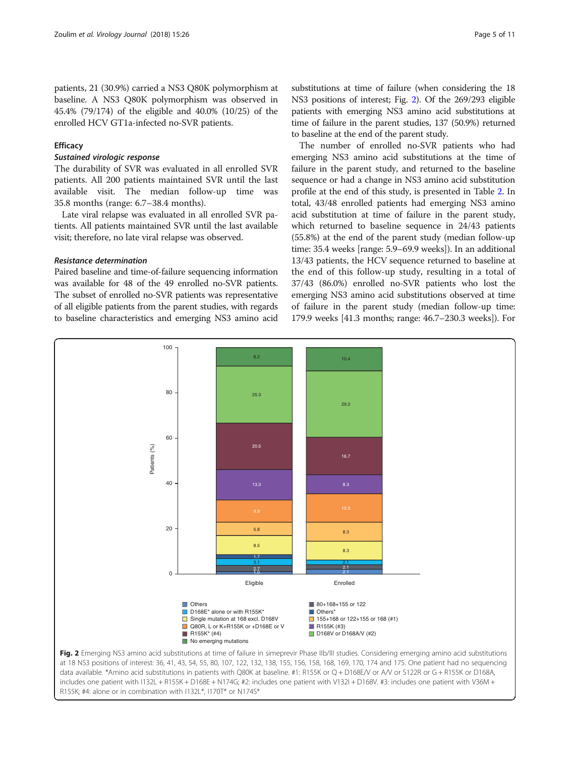patients, 21 (30.9%) carried a NS3 Q80K polymorphism at baseline. A NS3 Q80K polymorphism was observed in 45.4% (79/174) of the eligible and 40.0% (10/25) of the enrolled HCV GT1a-infected no-SVR patients.

## Efficacy

### *Sustained virologic response*

The durability of SVR was evaluated in all enrolled SVR patients. All 200 patients maintained SVR until the last available visit. The median follow-up time was 35.8 months (range: 6.7–38.4 months).

Late viral relapse was evaluated in all enrolled SVR patients. All patients maintained SVR until the last available visit; therefore, no late viral relapse was observed.

### *Resistance determination*

Paired baseline and time-of-failure sequencing information was available for 48 of the 49 enrolled no-SVR patients. The subset of enrolled no-SVR patients was representative of all eligible patients from the parent studies, with regards to baseline characteristics and emerging NS3 amino acid substitutions at time of failure (when considering the 18 NS3 positions of interest; Fig. 2). Of the 269/293 eligible patients with emerging NS3 amino acid substitutions at time of failure in the parent studies, 137 (50.9%) returned to baseline at the end of the parent study.

The number of enrolled no-SVR patients who had emerging NS3 amino acid substitutions at the time of failure in the parent study, and returned to the baseline sequence or had a change in NS3 amino acid substitution profile at the end of this study, is presented in Table 2. In total, 43/48 enrolled patients had emerging NS3 amino acid substitution at time of failure in the parent study, which returned to baseline sequence in 24/43 patients (55.8%) at the end of the parent study (median follow-up time: 35.4 weeks [range: 5.9–69.9 weeks]). In an additional 13/43 patients, the HCV sequence returned to baseline at the end of this follow-up study, resulting in a total of 37/43 (86.0%) enrolled no-SVR patients who lost the emerging NS3 amino acid substitutions observed at time of failure in the parent study (median follow-up time: 179.9 weeks [41.3 months; range: 46.7–230.3 weeks]). For

**Fig. 2** Emerging NS3 amino acid substitutions at time of failure in simeprevir Phase IIb/III studies. Considering emerging amino acid substitutions at 18 NS3 positions of interest: 36, 41, 43, 54, 55, 80, 107, 122, 132, 138, 155, 156, 158, 168, 169, 170, 174 and 175. One patient had no sequencing data available. *Amino acid substitutions in patients with Q80K at baseline. #1: R155K or Q + D168E/V or A/V or S122R or G + R155K or D168A, includes one patient with I132L + R155K + D168E + N174G; #2: includes one patient with V132I + D168V. #3: includes one patient with V36M + R155K; #4: alone or in combination with I132L*, I170T* or N174S*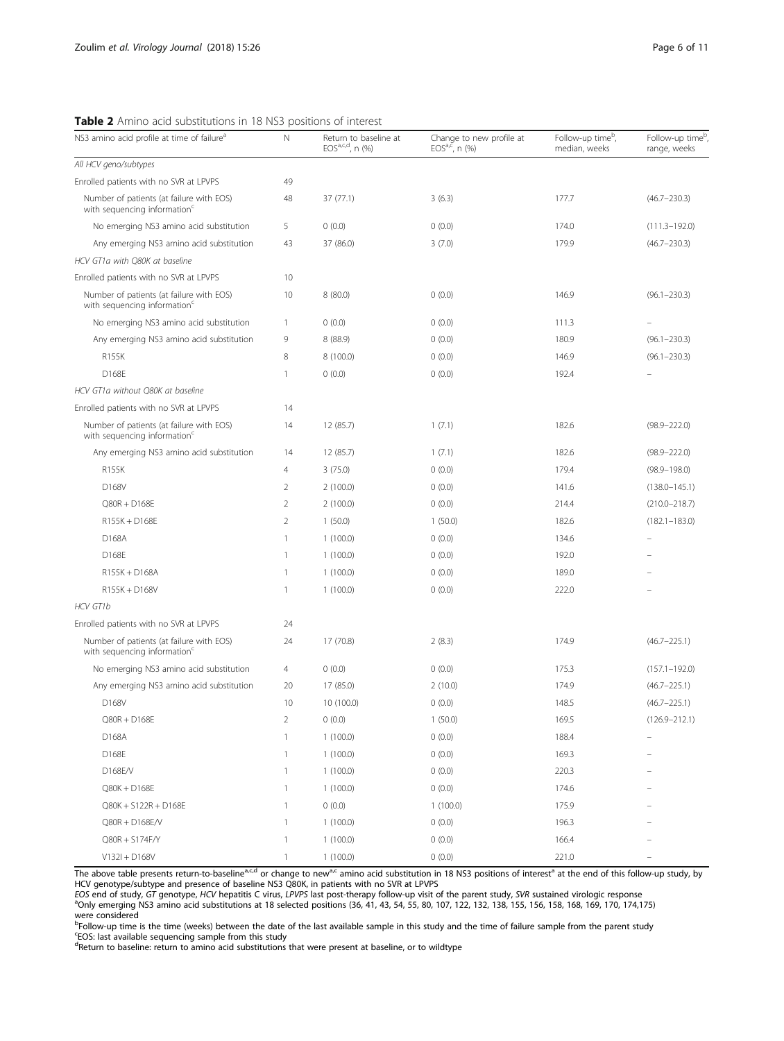**Table 2** Amino acid substitutions in 18 NS3 positions of interest

| NS3 amino acid profile at time of failure[a] | N | Return to baseline at EOS[a,c,d], n (%) | Change to new profile at EOS[a,c], n (%) | Follow-up time[b], median, weeks | Follow-up time[b], range, weeks |
|---|---|---|---|---|---|
| *All HCV geno/subtypes* | | | | | |
| Enrolled patients with no SVR at LPVPS | 49 | | | | |
| Number of patients (at failure with EOS) with sequencing information[c] | 48 | 37 (77.1) | 3 (6.3) | 177.7 | (46.7–230.3) |
| No emerging NS3 amino acid substitution | 5 | 0 (0.0) | 0 (0.0) | 174.0 | (111.3–192.0) |
| Any emerging NS3 amino acid substitution | 43 | 37 (86.0) | 3 (7.0) | 179.9 | (46.7–230.3) |
| *HCV GT1a with Q80K at baseline* | | | | | |
| Enrolled patients with no SVR at LPVPS | 10 | | | | |
| Number of patients (at failure with EOS) with sequencing information[c] | 10 | 8 (80.0) | 0 (0.0) | 146.9 | (96.1–230.3) |
| No emerging NS3 amino acid substitution | 1 | 0 (0.0) | 0 (0.0) | 111.3 | – |
| Any emerging NS3 amino acid substitution | 9 | 8 (88.9) | 0 (0.0) | 180.9 | (96.1–230.3) |
| R155K | 8 | 8 (100.0) | 0 (0.0) | 146.9 | (96.1–230.3) |
| D168E | 1 | 0 (0.0) | 0 (0.0) | 192.4 | – |
| *HCV GT1a without Q80K at baseline* | | | | | |
| Enrolled patients with no SVR at LPVPS | 14 | | | | |
| Number of patients (at failure with EOS) with sequencing information[c] | 14 | 12 (85.7) | 1 (7.1) | 182.6 | (98.9–222.0) |
| Any emerging NS3 amino acid substitution | 14 | 12 (85.7) | 1 (7.1) | 182.6 | (98.9–222.0) |
| R155K | 4 | 3 (75.0) | 0 (0.0) | 179.4 | (98.9–198.0) |
| D168V | 2 | 2 (100.0) | 0 (0.0) | 141.6 | (138.0–145.1) |
| Q80R + D168E | 2 | 2 (100.0) | 0 (0.0) | 214.4 | (210.0–218.7) |
| R155K + D168E | 2 | 1 (50.0) | 1 (50.0) | 182.6 | (182.1–183.0) |
| D168A | 1 | 1 (100.0) | 0 (0.0) | 134.6 | – |
| D168E | 1 | 1 (100.0) | 0 (0.0) | 192.0 | – |
| R155K + D168A | 1 | 1 (100.0) | 0 (0.0) | 189.0 | – |
| R155K + D168V | 1 | 1 (100.0) | 0 (0.0) | 222.0 | – |
| *HCV GT1b* | | | | | |
| Enrolled patients with no SVR at LPVPS | 24 | | | | |
| Number of patients (at failure with EOS) with sequencing information[c] | 24 | 17 (70.8) | 2 (8.3) | 174.9 | (46.7–225.1) |
| No emerging NS3 amino acid substitution | 4 | 0 (0.0) | 0 (0.0) | 175.3 | (157.1–192.0) |
| Any emerging NS3 amino acid substitution | 20 | 17 (85.0) | 2 (10.0) | 174.9 | (46.7–225.1) |
| D168V | 10 | 10 (100.0) | 0 (0.0) | 148.5 | (46.7–225.1) |
| Q80R + D168E | 2 | 0 (0.0) | 1 (50.0) | 169.5 | (126.9–212.1) |
| D168A | 1 | 1 (100.0) | 0 (0.0) | 188.4 | – |
| D168E | 1 | 1 (100.0) | 0 (0.0) | 169.3 | – |
| D168E/V | 1 | 1 (100.0) | 0 (0.0) | 220.3 | – |
| Q80K + D168E | 1 | 1 (100.0) | 0 (0.0) | 174.6 | – |
| Q80K + S122R + D168E | 1 | 0 (0.0) | 1 (100.0) | 175.9 | – |
| Q80R + D168E/V | 1 | 1 (100.0) | 0 (0.0) | 196.3 | – |
| Q80R + S174F/Y | 1 | 1 (100.0) | 0 (0.0) | 166.4 | – |
| V132I + D168V | 1 | 1 (100.0) | 0 (0.0) | 221.0 | – |

The above table presents return-to-baseline[a,c,d] or change to new[a,c] amino acid substitution in 18 NS3 positions of interest[a] at the end of this follow-up study, by HCV genotype/subtype and presence of baseline NS3 Q80K, in patients with no SVR at LPVPS

*EOS* end of study, *GT* genotype, *HCV* hepatitis C virus, *LPVPS* last post-therapy follow-up visit of the parent study, *SVR* sustained virologic response

[a]Only emerging NS3 amino acid substitutions at 18 selected positions (36, 41, 43, 54, 55, 80, 107, 122, 132, 138, 155, 156, 158, 168, 169, 170, 174,175) were considered

[b]Follow-up time is the time (weeks) between the date of the last available sample in this study and the time of failure sample from the parent study

[c]EOS: last available sequencing sample from this study

[d]Return to baseline: return to amino acid substitutions that were present at baseline, or to wildtype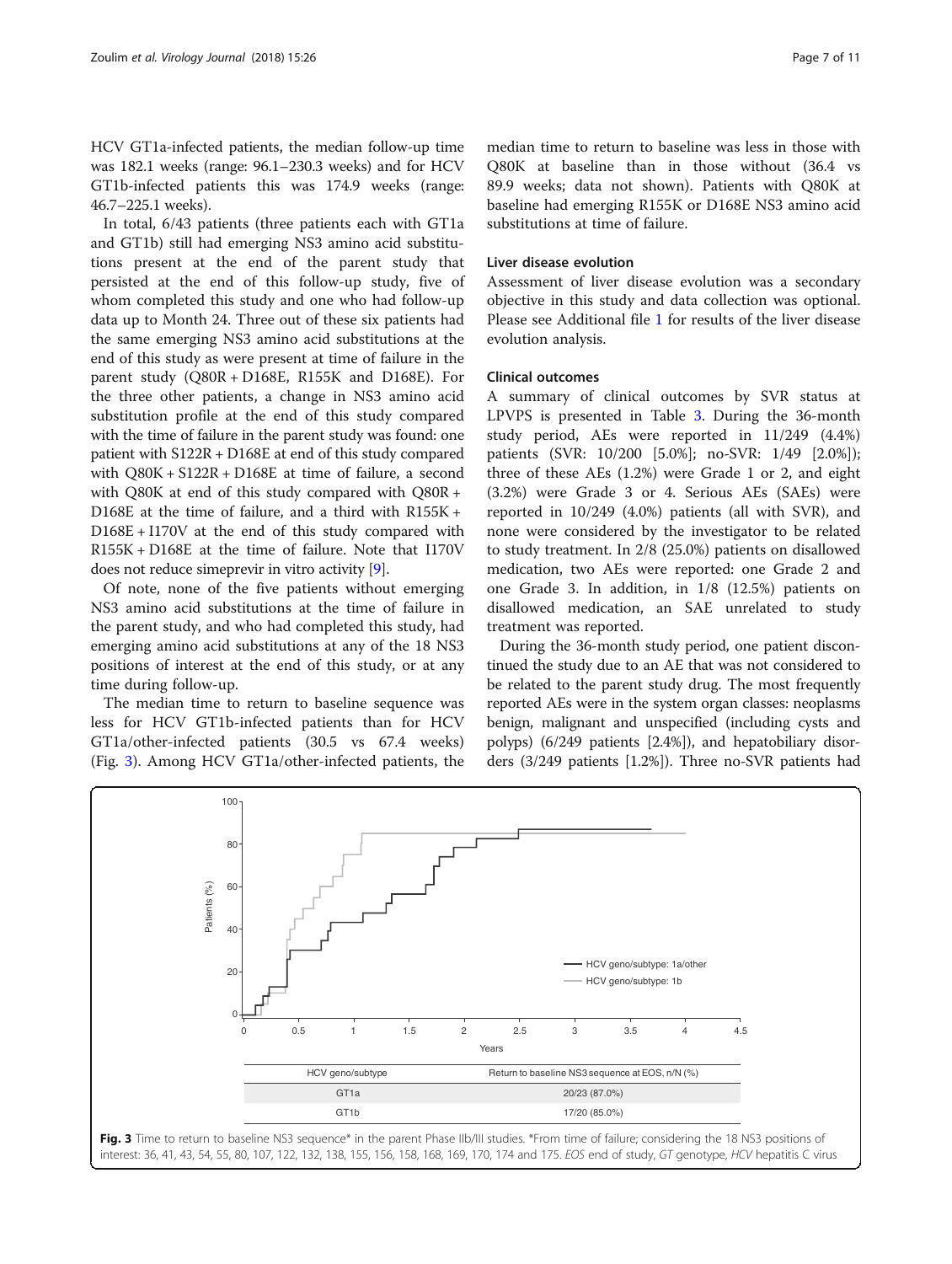HCV GT1a-infected patients, the median follow-up time was 182.1 weeks (range: 96.1–230.3 weeks) and for HCV GT1b-infected patients this was 174.9 weeks (range: 46.7–225.1 weeks).

In total, 6/43 patients (three patients each with GT1a and GT1b) still had emerging NS3 amino acid substitutions present at the end of the parent study that persisted at the end of this follow-up study, five of whom completed this study and one who had follow-up data up to Month 24. Three out of these six patients had the same emerging NS3 amino acid substitutions at the end of this study as were present at time of failure in the parent study (Q80R + D168E, R155K and D168E). For the three other patients, a change in NS3 amino acid substitution profile at the end of this study compared with the time of failure in the parent study was found: one patient with S122R + D168E at end of this study compared with Q80K + S122R + D168E at time of failure, a second with Q80K at end of this study compared with Q80R + D168E at the time of failure, and a third with R155K + D168E + I170V at the end of this study compared with R155K + D168E at the time of failure. Note that I170V does not reduce simeprevir in vitro activity [9].

Of note, none of the five patients without emerging NS3 amino acid substitutions at the time of failure in the parent study, and who had completed this study, had emerging amino acid substitutions at any of the 18 NS3 positions of interest at the end of this study, or at any time during follow-up.

The median time to return to baseline sequence was less for HCV GT1b-infected patients than for HCV GT1a/other-infected patients (30.5 vs 67.4 weeks) (Fig. 3). Among HCV GT1a/other-infected patients, the median time to return to baseline was less in those with Q80K at baseline than in those without (36.4 vs 89.9 weeks; data not shown). Patients with Q80K at baseline had emerging R155K or D168E NS3 amino acid substitutions at time of failure.

### Liver disease evolution

Assessment of liver disease evolution was a secondary objective in this study and data collection was optional. Please see Additional file 1 for results of the liver disease evolution analysis.

### Clinical outcomes

A summary of clinical outcomes by SVR status at LPVPS is presented in Table 3. During the 36-month study period, AEs were reported in 11/249 (4.4%) patients (SVR: 10/200 [5.0%]; no-SVR: 1/49 [2.0%]); three of these AEs (1.2%) were Grade 1 or 2, and eight (3.2%) were Grade 3 or 4. Serious AEs (SAEs) were reported in 10/249 (4.0%) patients (all with SVR), and none were considered by the investigator to be related to study treatment. In 2/8 (25.0%) patients on disallowed medication, two AEs were reported: one Grade 2 and one Grade 3. In addition, in 1/8 (12.5%) patients on disallowed medication, an SAE unrelated to study treatment was reported.

During the 36-month study period, one patient discontinued the study due to an AE that was not considered to be related to the parent study drug. The most frequently reported AEs were in the system organ classes: neoplasms benign, malignant and unspecified (including cysts and polyps) (6/249 patients [2.4%]), and hepatobiliary disorders (3/249 patients [1.2%]). Three no-SVR patients had

| HCV geno/subtype | Return to baseline NS3 sequence at EOS, n/N (%) |
|---|---|
| GT1a | 20/23 (87.0%) |
| GT1b | 17/20 (85.0%) |

**Fig. 3** Time to return to baseline NS3 sequence* in the parent Phase IIb/III studies. *From time of failure; considering the 18 NS3 positions of interest: 36, 41, 43, 54, 55, 80, 107, 122, 132, 138, 155, 156, 158, 168, 169, 170, 174 and 175. *EOS* end of study, *GT* genotype, *HCV* hepatitis C virus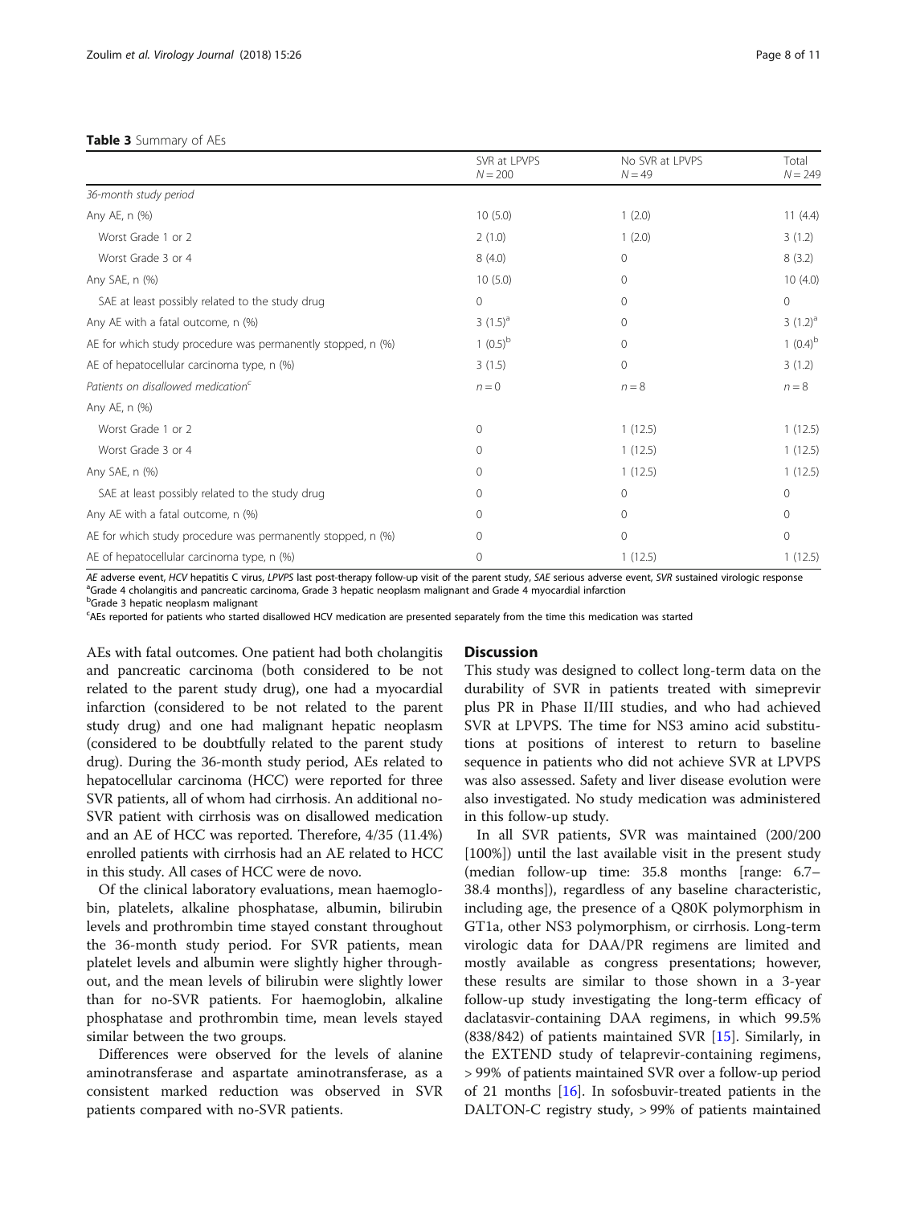**Table 3** Summary of AEs

| | SVR at LPVPS $N = 200$ | No SVR at LPVPS $N = 49$ | Total $N = 249$ |
|---|---|---|---|
| *36-month study period* | | | |
| Any AE, n (%) | 10 (5.0) | 1 (2.0) | 11 (4.4) |
| Worst Grade 1 or 2 | 2 (1.0) | 1 (2.0) | 3 (1.2) |
| Worst Grade 3 or 4 | 8 (4.0) | 0 | 8 (3.2) |
| Any SAE, n (%) | 10 (5.0) | 0 | 10 (4.0) |
| SAE at least possibly related to the study drug | 0 | 0 | 0 |
| Any AE with a fatal outcome, n (%) | 3 (1.5)[a] | 0 | 3 (1.2)[a] |
| AE for which study procedure was permanently stopped, n (%) | 1 (0.5)[b] | 0 | 1 (0.4)[b] |
| AE of hepatocellular carcinoma type, n (%) | 3 (1.5) | 0 | 3 (1.2) |
| *Patients on disallowed medication*[c] | $n = 0$ | $n = 8$ | $n = 8$ |
| Any AE, n (%) | | | |
| Worst Grade 1 or 2 | 0 | 1 (12.5) | 1 (12.5) |
| Worst Grade 3 or 4 | 0 | 1 (12.5) | 1 (12.5) |
| Any SAE, n (%) | 0 | 1 (12.5) | 1 (12.5) |
| SAE at least possibly related to the study drug | 0 | 0 | 0 |
| Any AE with a fatal outcome, n (%) | 0 | 0 | 0 |
| AE for which study procedure was permanently stopped, n (%) | 0 | 0 | 0 |
| AE of hepatocellular carcinoma type, n (%) | 0 | 1 (12.5) | 1 (12.5) |

*AE* adverse event, *HCV* hepatitis C virus, *LPVPS* last post-therapy follow-up visit of the parent study, *SAE* serious adverse event, *SVR* sustained virologic response
[a]Grade 4 cholangitis and pancreatic carcinoma, Grade 3 hepatic neoplasm malignant and Grade 4 myocardial infarction
[b]Grade 3 hepatic neoplasm malignant
[c]AEs reported for patients who started disallowed HCV medication are presented separately from the time this medication was started

AEs with fatal outcomes. One patient had both cholangitis and pancreatic carcinoma (both considered to be not related to the parent study drug), one had a myocardial infarction (considered to be not related to the parent study drug) and one had malignant hepatic neoplasm (considered to be doubtfully related to the parent study drug). During the 36-month study period, AEs related to hepatocellular carcinoma (HCC) were reported for three SVR patients, all of whom had cirrhosis. An additional no-SVR patient with cirrhosis was on disallowed medication and an AE of HCC was reported. Therefore, 4/35 (11.4%) enrolled patients with cirrhosis had an AE related to HCC in this study. All cases of HCC were de novo.

Of the clinical laboratory evaluations, mean haemoglobin, platelets, alkaline phosphatase, albumin, bilirubin levels and prothrombin time stayed constant throughout the 36-month study period. For SVR patients, mean platelet levels and albumin were slightly higher throughout, and the mean levels of bilirubin were slightly lower than for no-SVR patients. For haemoglobin, alkaline phosphatase and prothrombin time, mean levels stayed similar between the two groups.

Differences were observed for the levels of alanine aminotransferase and aspartate aminotransferase, as a consistent marked reduction was observed in SVR patients compared with no-SVR patients.

## Discussion

This study was designed to collect long-term data on the durability of SVR in patients treated with simeprevir plus PR in Phase II/III studies, and who had achieved SVR at LPVPS. The time for NS3 amino acid substitutions at positions of interest to return to baseline sequence in patients who did not achieve SVR at LPVPS was also assessed. Safety and liver disease evolution were also investigated. No study medication was administered in this follow-up study.

In all SVR patients, SVR was maintained (200/200 [100%]) until the last available visit in the present study (median follow-up time: 35.8 months [range: 6.7–38.4 months]), regardless of any baseline characteristic, including age, the presence of a Q80K polymorphism in GT1a, other NS3 polymorphism, or cirrhosis. Long-term virologic data for DAA/PR regimens are limited and mostly available as congress presentations; however, these results are similar to those shown in a 3-year follow-up study investigating the long-term efficacy of daclatasvir-containing DAA regimens, in which 99.5% (838/842) of patients maintained SVR [15]. Similarly, in the EXTEND study of telaprevir-containing regimens, > 99% of patients maintained SVR over a follow-up period of 21 months [16]. In sofosbuvir-treated patients in the DALTON-C registry study, > 99% of patients maintained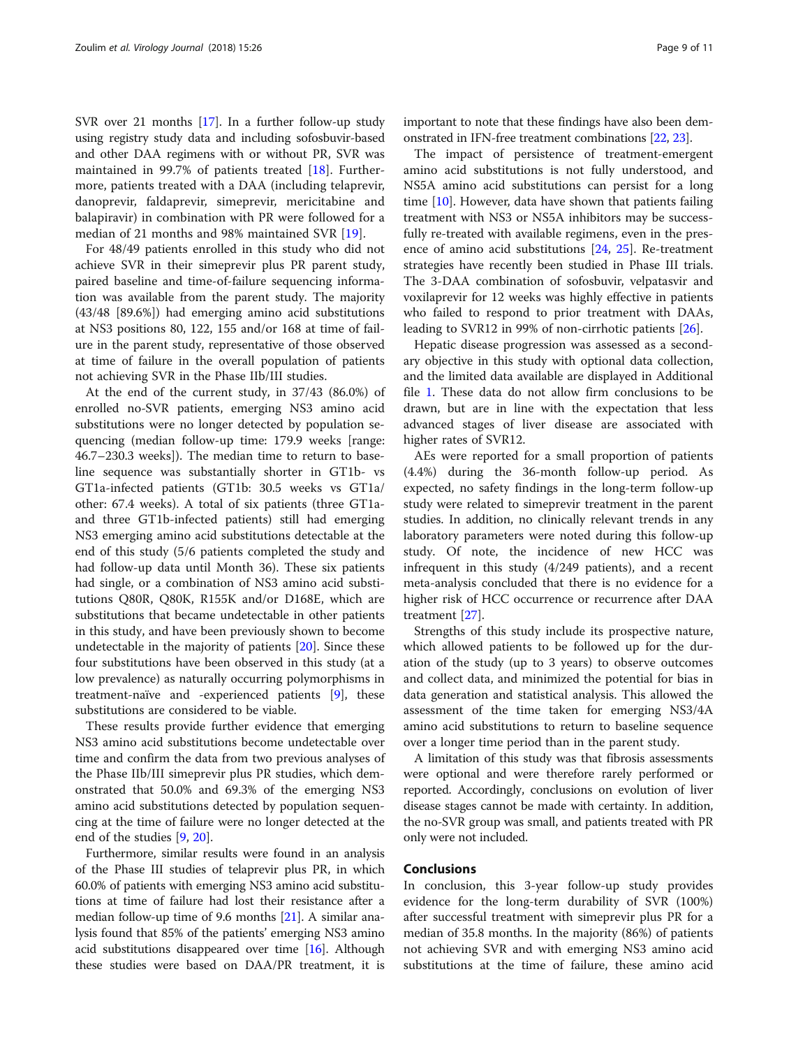SVR over 21 months [17]. In a further follow-up study using registry study data and including sofosbuvir-based and other DAA regimens with or without PR, SVR was maintained in 99.7% of patients treated [18]. Furthermore, patients treated with a DAA (including telaprevir, danoprevir, faldaprevir, simeprevir, mericitabine and balapiravir) in combination with PR were followed for a median of 21 months and 98% maintained SVR [19].

For 48/49 patients enrolled in this study who did not achieve SVR in their simeprevir plus PR parent study, paired baseline and time-of-failure sequencing information was available from the parent study. The majority (43/48 [89.6%]) had emerging amino acid substitutions at NS3 positions 80, 122, 155 and/or 168 at time of failure in the parent study, representative of those observed at time of failure in the overall population of patients not achieving SVR in the Phase IIb/III studies.

At the end of the current study, in 37/43 (86.0%) of enrolled no-SVR patients, emerging NS3 amino acid substitutions were no longer detected by population sequencing (median follow-up time: 179.9 weeks [range: 46.7–230.3 weeks]). The median time to return to baseline sequence was substantially shorter in GT1b- vs GT1a-infected patients (GT1b: 30.5 weeks vs GT1a/other: 67.4 weeks). A total of six patients (three GT1a- and three GT1b-infected patients) still had emerging NS3 emerging amino acid substitutions detectable at the end of this study (5/6 patients completed the study and had follow-up data until Month 36). These six patients had single, or a combination of NS3 amino acid substitutions Q80R, Q80K, R155K and/or D168E, which are substitutions that became undetectable in other patients in this study, and have been previously shown to become undetectable in the majority of patients [20]. Since these four substitutions have been observed in this study (at a low prevalence) as naturally occurring polymorphisms in treatment-naïve and -experienced patients [9], these substitutions are considered to be viable.

These results provide further evidence that emerging NS3 amino acid substitutions become undetectable over time and confirm the data from two previous analyses of the Phase IIb/III simeprevir plus PR studies, which demonstrated that 50.0% and 69.3% of the emerging NS3 amino acid substitutions detected by population sequencing at the time of failure were no longer detected at the end of the studies [9, 20].

Furthermore, similar results were found in an analysis of the Phase III studies of telaprevir plus PR, in which 60.0% of patients with emerging NS3 amino acid substitutions at time of failure had lost their resistance after a median follow-up time of 9.6 months [21]. A similar analysis found that 85% of the patients' emerging NS3 amino acid substitutions disappeared over time [16]. Although these studies were based on DAA/PR treatment, it is important to note that these findings have also been demonstrated in IFN-free treatment combinations [22, 23].

The impact of persistence of treatment-emergent amino acid substitutions is not fully understood, and NS5A amino acid substitutions can persist for a long time [10]. However, data have shown that patients failing treatment with NS3 or NS5A inhibitors may be successfully re-treated with available regimens, even in the presence of amino acid substitutions [24, 25]. Re-treatment strategies have recently been studied in Phase III trials. The 3-DAA combination of sofosbuvir, velpatasvir and voxilaprevir for 12 weeks was highly effective in patients who failed to respond to prior treatment with DAAs, leading to SVR12 in 99% of non-cirrhotic patients [26].

Hepatic disease progression was assessed as a secondary objective in this study with optional data collection, and the limited data available are displayed in Additional file 1. These data do not allow firm conclusions to be drawn, but are in line with the expectation that less advanced stages of liver disease are associated with higher rates of SVR12.

AEs were reported for a small proportion of patients (4.4%) during the 36-month follow-up period. As expected, no safety findings in the long-term follow-up study were related to simeprevir treatment in the parent studies. In addition, no clinically relevant trends in any laboratory parameters were noted during this follow-up study. Of note, the incidence of new HCC was infrequent in this study (4/249 patients), and a recent meta-analysis concluded that there is no evidence for a higher risk of HCC occurrence or recurrence after DAA treatment [27].

Strengths of this study include its prospective nature, which allowed patients to be followed up for the duration of the study (up to 3 years) to observe outcomes and collect data, and minimized the potential for bias in data generation and statistical analysis. This allowed the assessment of the time taken for emerging NS3/4A amino acid substitutions to return to baseline sequence over a longer time period than in the parent study.

A limitation of this study was that fibrosis assessments were optional and were therefore rarely performed or reported. Accordingly, conclusions on evolution of liver disease stages cannot be made with certainty. In addition, the no-SVR group was small, and patients treated with PR only were not included.

## Conclusions

In conclusion, this 3-year follow-up study provides evidence for the long-term durability of SVR (100%) after successful treatment with simeprevir plus PR for a median of 35.8 months. In the majority (86%) of patients not achieving SVR and with emerging NS3 amino acid substitutions at the time of failure, these amino acid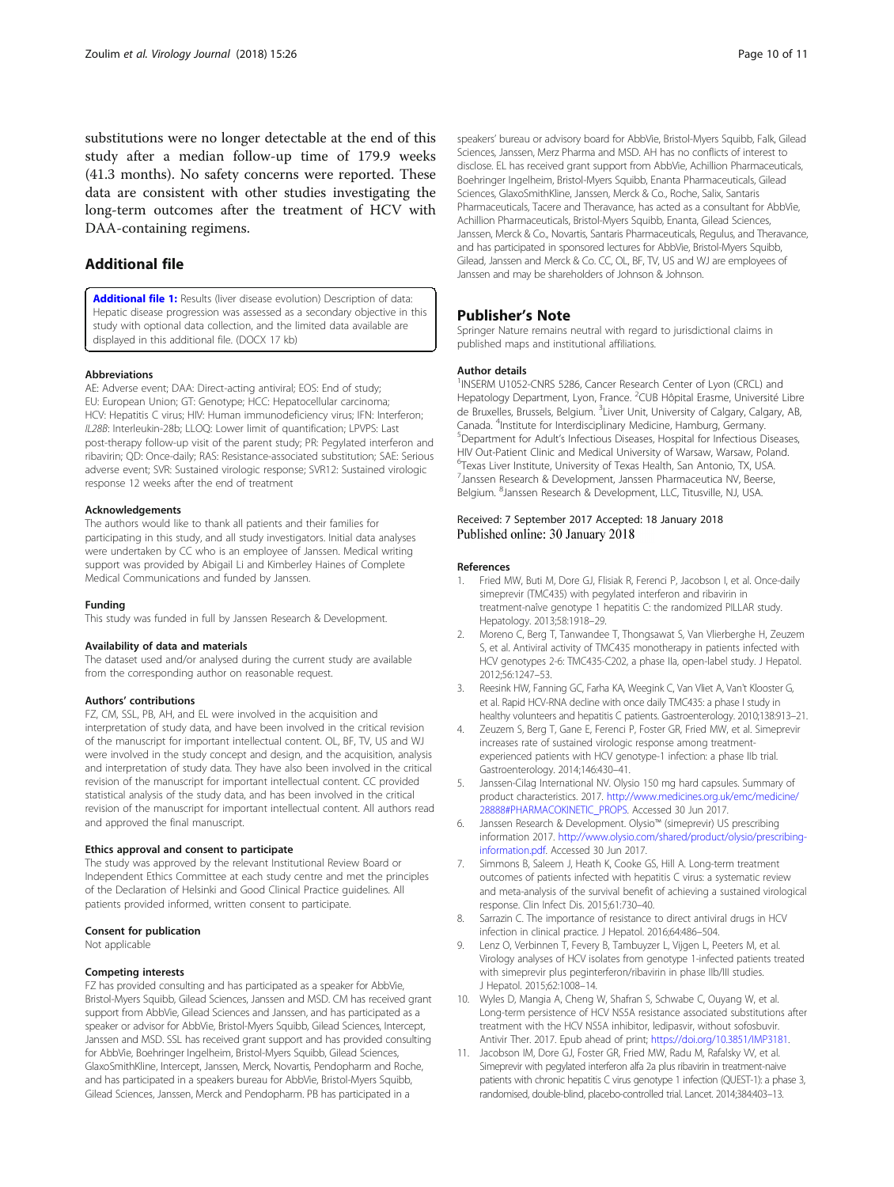substitutions were no longer detectable at the end of this study after a median follow-up time of 179.9 weeks (41.3 months). No safety concerns were reported. These data are consistent with other studies investigating the long-term outcomes after the treatment of HCV with DAA-containing regimens.

## Additional file

**Additional file 1:** Results (liver disease evolution) Description of data: Hepatic disease progression was assessed as a secondary objective in this study with optional data collection, and the limited data available are displayed in this additional file. (DOCX 17 kb)

#### Abbreviations

AE: Adverse event; DAA: Direct-acting antiviral; EOS: End of study; EU: European Union; GT: Genotype; HCC: Hepatocellular carcinoma; HCV: Hepatitis C virus; HIV: Human immunodeficiency virus; IFN: Interferon; *IL28B*: Interleukin-28b; LLOQ: Lower limit of quantification; LPVPS: Last post-therapy follow-up visit of the parent study; PR: Pegylated interferon and ribavirin; QD: Once-daily; RAS: Resistance-associated substitution; SAE: Serious adverse event; SVR: Sustained virologic response; SVR12: Sustained virologic response 12 weeks after the end of treatment

#### Acknowledgements

The authors would like to thank all patients and their families for participating in this study, and all study investigators. Initial data analyses were undertaken by CC who is an employee of Janssen. Medical writing support was provided by Abigail Li and Kimberley Haines of Complete Medical Communications and funded by Janssen.

#### Funding

This study was funded in full by Janssen Research & Development.

#### Availability of data and materials

The dataset used and/or analysed during the current study are available from the corresponding author on reasonable request.

#### Authors' contributions

FZ, CM, SSL, PB, AH, and EL were involved in the acquisition and interpretation of study data, and have been involved in the critical revision of the manuscript for important intellectual content. OL, BF, TV, US and WJ were involved in the study concept and design, and the acquisition, analysis and interpretation of study data. They have also been involved in the critical revision of the manuscript for important intellectual content. CC provided statistical analysis of the study data, and has been involved in the critical revision of the manuscript for important intellectual content. All authors read and approved the final manuscript.

#### Ethics approval and consent to participate

The study was approved by the relevant Institutional Review Board or Independent Ethics Committee at each study centre and met the principles of the Declaration of Helsinki and Good Clinical Practice guidelines. All patients provided informed, written consent to participate.

#### Consent for publication

Not applicable

#### Competing interests

FZ has provided consulting and has participated as a speaker for AbbVie, Bristol-Myers Squibb, Gilead Sciences, Janssen and MSD. CM has received grant support from AbbVie, Gilead Sciences and Janssen, and has participated as a speaker or advisor for AbbVie, Bristol-Myers Squibb, Gilead Sciences, Intercept, Janssen and MSD. SSL has received grant support and has provided consulting for AbbVie, Boehringer Ingelheim, Bristol-Myers Squibb, Gilead Sciences, GlaxoSmithKline, Intercept, Janssen, Merck, Novartis, Pendopharm and Roche, and has participated in a speakers bureau for AbbVie, Bristol-Myers Squibb, Gilead Sciences, Janssen, Merck and Pendopharm. PB has participated in a speakers' bureau or advisory board for AbbVie, Bristol-Myers Squibb, Falk, Gilead Sciences, Janssen, Merz Pharma and MSD. AH has no conflicts of interest to disclose. EL has received grant support from AbbVie, Achillion Pharmaceuticals, Boehringer Ingelheim, Bristol-Myers Squibb, Enanta Pharmaceuticals, Gilead Sciences, GlaxoSmithKline, Janssen, Merck & Co., Roche, Salix, Santaris Pharmaceuticals, Tacere and Theravance, has acted as a consultant for AbbVie, Achillion Pharmaceuticals, Bristol-Myers Squibb, Enanta, Gilead Sciences, Janssen, Merck & Co., Novartis, Santaris Pharmaceuticals, Regulus, and Theravance, and has participated in sponsored lectures for AbbVie, Bristol-Myers Squibb, Gilead, Janssen and Merck & Co. CC, OL, BF, TV, US and WJ are employees of Janssen and may be shareholders of Johnson & Johnson.

## Publisher's Note

Springer Nature remains neutral with regard to jurisdictional claims in published maps and institutional affiliations.

#### Author details

[1]INSERM U1052-CNRS 5286, Cancer Research Center of Lyon (CRCL) and Hepatology Department, Lyon, France. [2]CUB Hôpital Erasme, Université Libre de Bruxelles, Brussels, Belgium. [3]Liver Unit, University of Calgary, Calgary, AB, Canada. [4]Institute for Interdisciplinary Medicine, Hamburg, Germany. [5]Department for Adult's Infectious Diseases, Hospital for Infectious Diseases, HIV Out-Patient Clinic and Medical University of Warsaw, Warsaw, Poland. [6]Texas Liver Institute, University of Texas Health, San Antonio, TX, USA. [7]Janssen Research & Development, Janssen Pharmaceutica NV, Beerse, Belgium. [8]Janssen Research & Development, LLC, Titusville, NJ, USA.

Received: 7 September 2017 Accepted: 18 January 2018
Published online: 30 January 2018

#### References

1. Fried MW, Buti M, Dore GJ, Flisiak R, Ferenci P, Jacobson I, et al. Once-daily simeprevir (TMC435) with pegylated interferon and ribavirin in treatment-naïve genotype 1 hepatitis C: the randomized PILLAR study. Hepatology. 2013;58:1918–29.
2. Moreno C, Berg T, Tanwandee T, Thongsawat S, Van Vlierberghe H, Zeuzem S, et al. Antiviral activity of TMC435 monotherapy in patients infected with HCV genotypes 2-6: TMC435-C202, a phase IIa, open-label study. J Hepatol. 2012;56:1247–53.
3. Reesink HW, Fanning GC, Farha KA, Weegink C, Van Vliet A, Van't Klooster G, et al. Rapid HCV-RNA decline with once daily TMC435: a phase I study in healthy volunteers and hepatitis C patients. Gastroenterology. 2010;138:913–21.
4. Zeuzem S, Berg T, Gane E, Ferenci P, Foster GR, Fried MW, et al. Simeprevir increases rate of sustained virologic response among treatment-experienced patients with HCV genotype-1 infection: a phase IIb trial. Gastroenterology. 2014;146:430–41.
5. Janssen-Cilag International NV. Olysio 150 mg hard capsules. Summary of product characteristics. 2017. http://www.medicines.org.uk/emc/medicine/28888#PHARMACOKINETIC_PROPS. Accessed 30 Jun 2017.
6. Janssen Research & Development. Olysio™ (simeprevir) US prescribing information 2017. http://www.olysio.com/shared/product/olysio/prescribing-information.pdf. Accessed 30 Jun 2017.
7. Simmons B, Saleem J, Heath K, Cooke GS, Hill A. Long-term treatment outcomes of patients infected with hepatitis C virus: a systematic review and meta-analysis of the survival benefit of achieving a sustained virological response. Clin Infect Dis. 2015;61:730–40.
8. Sarrazin C. The importance of resistance to direct antiviral drugs in HCV infection in clinical practice. J Hepatol. 2016;64:486–504.
9. Lenz O, Verbinnen T, Fevery B, Tambuyzer L, Vijgen L, Peeters M, et al. Virology analyses of HCV isolates from genotype 1-infected patients treated with simeprevir plus peginterferon/ribavirin in phase IIb/III studies. J Hepatol. 2015;62:1008–14.
10. Wyles D, Mangia A, Cheng W, Shafran S, Schwabe C, Ouyang W, et al. Long-term persistence of HCV NS5A resistance associated substitutions after treatment with the HCV NS5A inhibitor, ledipasvir, without sofosbuvir. Antivir Ther. 2017. Epub ahead of print; https://doi.org/10.3851/IMP3181.
11. Jacobson IM, Dore GJ, Foster GR, Fried MW, Radu M, Rafalsky VV, et al. Simeprevir with pegylated interferon alfa 2a plus ribavirin in treatment-naive patients with chronic hepatitis C virus genotype 1 infection (QUEST-1): a phase 3, randomised, double-blind, placebo-controlled trial. Lancet. 2014;384:403–13.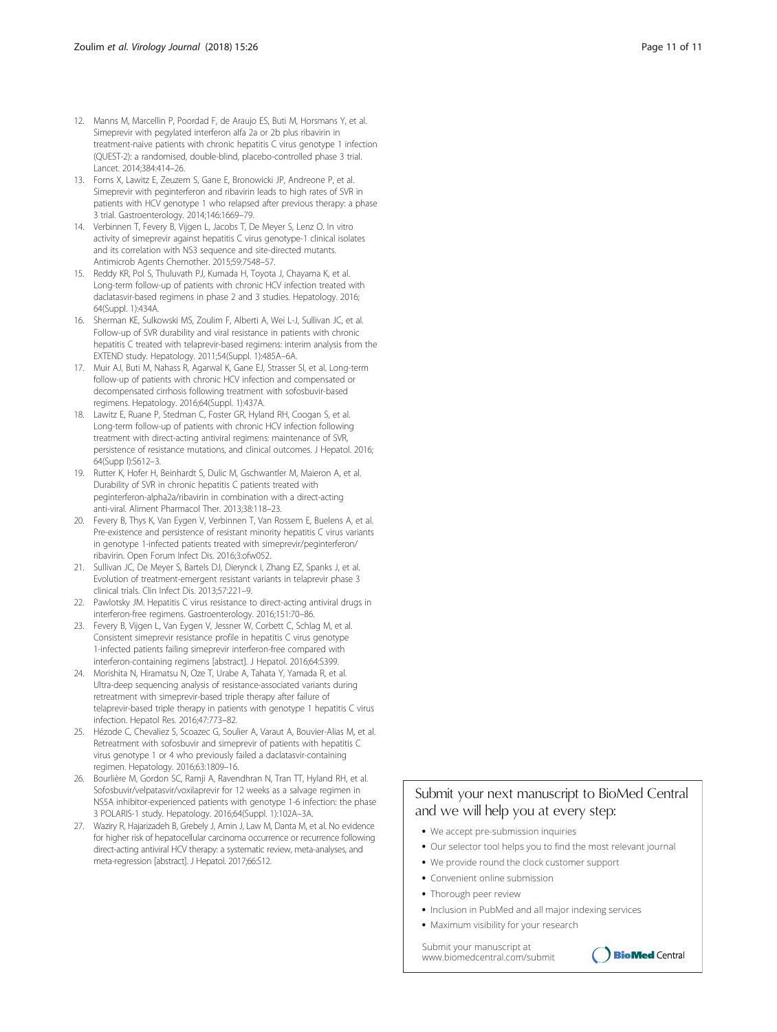12. Manns M, Marcellin P, Poordad F, de Araujo ES, Buti M, Horsmans Y, et al. Simeprevir with pegylated interferon alfa 2a or 2b plus ribavirin in treatment-naive patients with chronic hepatitis C virus genotype 1 infection (QUEST-2): a randomised, double-blind, placebo-controlled phase 3 trial. Lancet. 2014;384:414–26.
13. Forns X, Lawitz E, Zeuzem S, Gane E, Bronowicki JP, Andreone P, et al. Simeprevir with peginterferon and ribavirin leads to high rates of SVR in patients with HCV genotype 1 who relapsed after previous therapy: a phase 3 trial. Gastroenterology. 2014;146:1669–79.
14. Verbinnen T, Fevery B, Vijgen L, Jacobs T, De Meyer S, Lenz O. In vitro activity of simeprevir against hepatitis C virus genotype-1 clinical isolates and its correlation with NS3 sequence and site-directed mutants. Antimicrob Agents Chemother. 2015;59:7548–57.
15. Reddy KR, Pol S, Thuluvath PJ, Kumada H, Toyota J, Chayama K, et al. Long-term follow-up of patients with chronic HCV infection treated with daclatasvir-based regimens in phase 2 and 3 studies. Hepatology. 2016; 64(Suppl. 1):434A.
16. Sherman KE, Sulkowski MS, Zoulim F, Alberti A, Wei L-J, Sullivan JC, et al. Follow-up of SVR durability and viral resistance in patients with chronic hepatitis C treated with telaprevir-based regimens: interim analysis from the EXTEND study. Hepatology. 2011;54(Suppl. 1):485A–6A.
17. Muir AJ, Buti M, Nahass R, Agarwal K, Gane EJ, Strasser SI, et al. Long-term follow-up of patients with chronic HCV infection and compensated or decompensated cirrhosis following treatment with sofosbuvir-based regimens. Hepatology. 2016;64(Suppl. 1):437A.
18. Lawitz E, Ruane P, Stedman C, Foster GR, Hyland RH, Coogan S, et al. Long-term follow-up of patients with chronic HCV infection following treatment with direct-acting antiviral regimens: maintenance of SVR, persistence of resistance mutations, and clinical outcomes. J Hepatol. 2016; 64(Supp l):S612–3.
19. Rutter K, Hofer H, Beinhardt S, Dulic M, Gschwantler M, Maieron A, et al. Durability of SVR in chronic hepatitis C patients treated with peginterferon-alpha2a/ribavirin in combination with a direct-acting anti-viral. Aliment Pharmacol Ther. 2013;38:118–23.
20. Fevery B, Thys K, Van Eygen V, Verbinnen T, Van Rossem E, Buelens A, et al. Pre-existence and persistence of resistant minority hepatitis C virus variants in genotype 1-infected patients treated with simeprevir/peginterferon/ ribavirin. Open Forum Infect Dis. 2016;3:ofw052.
21. Sullivan JC, De Meyer S, Bartels DJ, Dierynck I, Zhang EZ, Spanks J, et al. Evolution of treatment-emergent resistant variants in telaprevir phase 3 clinical trials. Clin Infect Dis. 2013;57:221–9.
22. Pawlotsky JM. Hepatitis C virus resistance to direct-acting antiviral drugs in interferon-free regimens. Gastroenterology. 2016;151:70–86.
23. Fevery B, Vijgen L, Van Eygen V, Jessner W, Corbett C, Schlag M, et al. Consistent simeprevir resistance profile in hepatitis C virus genotype 1-infected patients failing simeprevir interferon-free compared with interferon-containing regimens [abstract]. J Hepatol. 2016;64:S399.
24. Morishita N, Hiramatsu N, Oze T, Urabe A, Tahata Y, Yamada R, et al. Ultra-deep sequencing analysis of resistance-associated variants during retreatment with simeprevir-based triple therapy after failure of telaprevir-based triple therapy in patients with genotype 1 hepatitis C virus infection. Hepatol Res. 2016;47:773–82.
25. Hézode C, Chevaliez S, Scoazec G, Soulier A, Varaut A, Bouvier-Alias M, et al. Retreatment with sofosbuvir and simeprevir of patients with hepatitis C virus genotype 1 or 4 who previously failed a daclatasvir-containing regimen. Hepatology. 2016;63:1809–16.
26. Bourlière M, Gordon SC, Ramji A, Ravendhran N, Tran TT, Hyland RH, et al. Sofosbuvir/velpatasvir/voxilaprevir for 12 weeks as a salvage regimen in NS5A inhibitor-experienced patients with genotype 1-6 infection: the phase 3 POLARIS-1 study. Hepatology. 2016;64(Suppl. 1):102A–3A.
27. Waziry R, Hajarizadeh B, Grebely J, Amin J, Law M, Danta M, et al. No evidence for higher risk of hepatocellular carcinoma occurrence or recurrence following direct-acting antiviral HCV therapy: a systematic review, meta-analyses, and meta-regression [abstract]. J Hepatol. 2017;66:S12.

Submit your next manuscript to BioMed Central and we will help you at every step:

- We accept pre-submission inquiries
- Our selector tool helps you to find the most relevant journal
- We provide round the clock customer support
- Convenient online submission
- Thorough peer review
- Inclusion in PubMed and all major indexing services
- Maximum visibility for your research

Submit your manuscript at www.biomedcentral.com/submit

BioMed Central